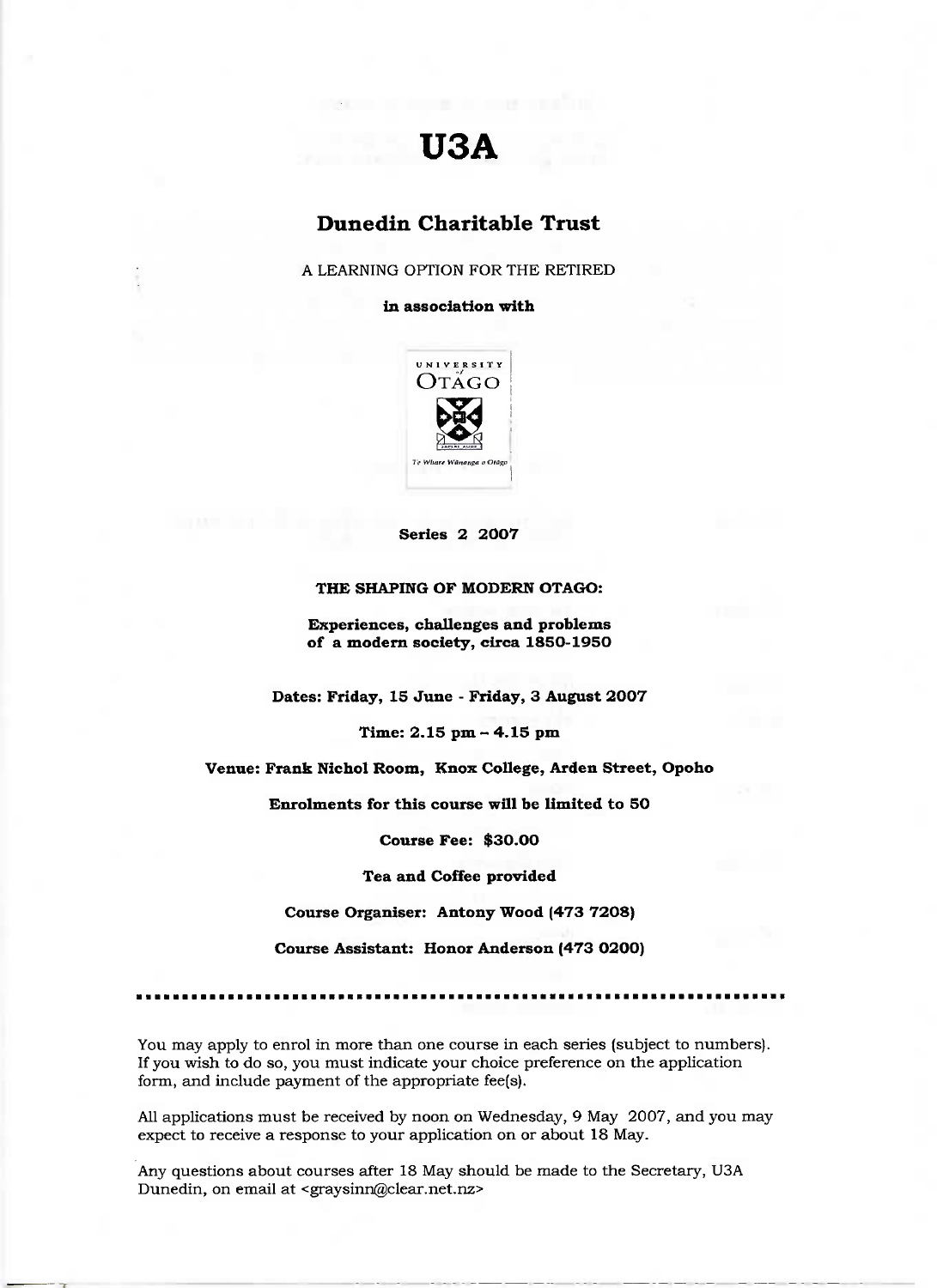# U3A

## Dunedin Charitable Trust

A LEARNING OPTION FOR THE RETIRED

**in association with**

UNIVERSITY of OTAGO

*Te Whare Wānanga o Otāgo*

**Series 2 2007**

**THE SHAPING OF MODERN OTAGO:**

**Experiences, challenges and problems of a modern society, circa 1850-1950**

**Dates: Friday, 15 June - Friday, 3 August 2007**

**Time: 2.15 pm – 4.15 pm**

**Venue: Frank Nichol Room, Knox College, Arden Street, Opoho**

**Enrolments for this course will be limited to 50**

**Course Fee: $30.00**

**Tea and Coffee provided**

**Course Organiser: Antony Wood (473 7208)**

**Course Assistant: Honor Anderson (473 0200)**

---

You may apply to enrol in more than one course in each series (subject to numbers). If you wish to do so, you must indicate your choice preference on the application form, and include payment of the appropriate fee(s).

All applications must be received by noon on Wednesday, 9 May 2007, and you may expect to receive a response to your application on or about 18 May.

Any questions about courses after 18 May should be made to the Secretary, U3A Dunedin, on email at <graysinn@clear.net.nz>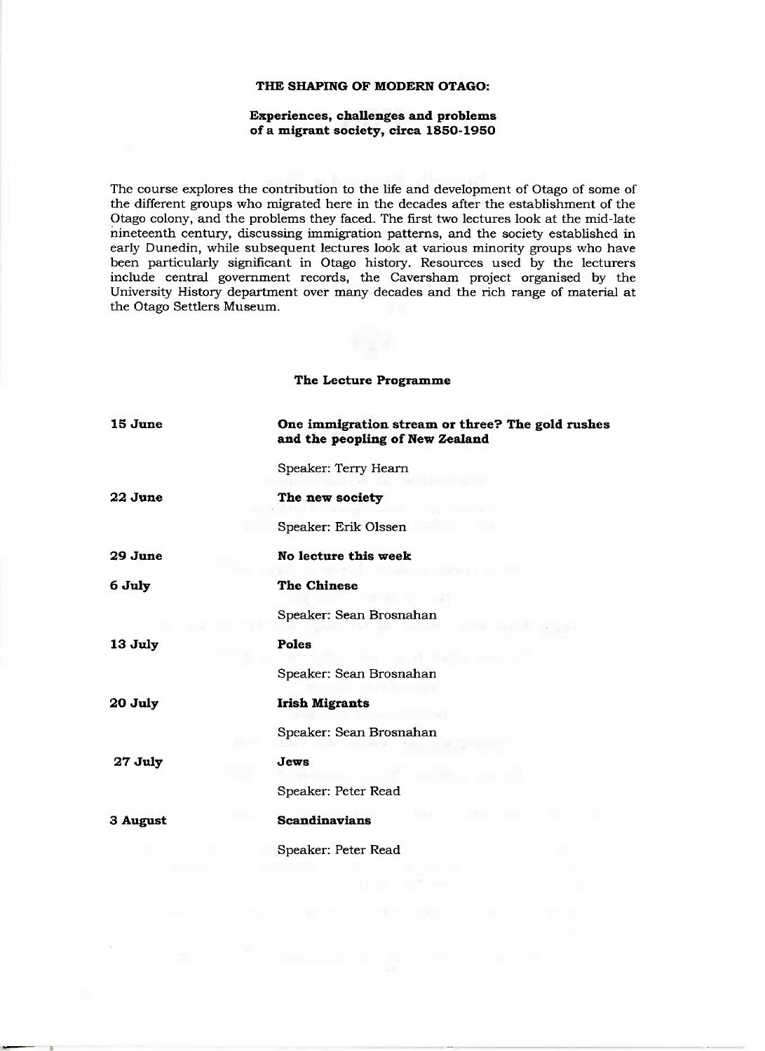# THE SHAPING OF MODERN OTAGO:

## Experiences, challenges and problems of a migrant society, circa 1850-1950

The course explores the contribution to the life and development of Otago of some of the different groups who migrated here in the decades after the establishment of the Otago colony, and the problems they faced. The first two lectures look at the mid-late nineteenth century, discussing immigration patterns, and the society established in early Dunedin, while subsequent lectures look at various minority groups who have been particularly significant in Otago history. Resources used by the lecturers include central government records, the Caversham project organised by the University History department over many decades and the rich range of material at the Otago Settlers Museum.

### The Lecture Programme

| | |
|---|---|
| **15 June** | **One immigration stream or three? The gold rushes and the peopling of New Zealand**<br>Speaker: Terry Hearn |
| **22 June** | **The new society**<br>Speaker: Erik Olssen |
| **29 June** | **No lecture this week** |
| **6 July** | **The Chinese**<br>Speaker: Sean Brosnahan |
| **13 July** | **Poles**<br>Speaker: Sean Brosnahan |
| **20 July** | **Irish Migrants**<br>Speaker: Sean Brosnahan |
| **27 July** | **Jews**<br>Speaker: Peter Read |
| **3 August** | **Scandinavians**<br>Speaker: Peter Read |